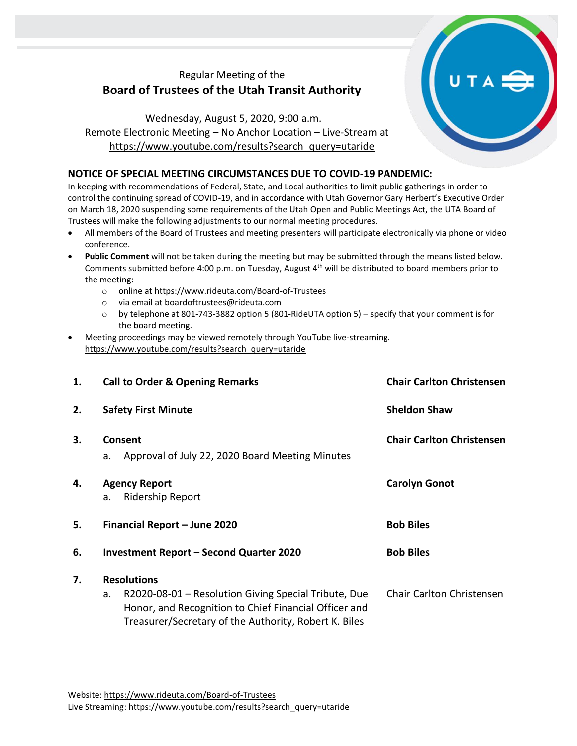Regular Meeting of the

# Board of Trustees of the Utah Transit Authority

Wednesday, August 5, 2020, 9:00 a.m.
Remote Electronic Meeting – No Anchor Location – Live-Stream at
https://www.youtube.com/results?search_query=utaride

## NOTICE OF SPECIAL MEETING CIRCUMSTANCES DUE TO COVID-19 PANDEMIC:

In keeping with recommendations of Federal, State, and Local authorities to limit public gatherings in order to control the continuing spread of COVID-19, and in accordance with Utah Governor Gary Herbert's Executive Order on March 18, 2020 suspending some requirements of the Utah Open and Public Meetings Act, the UTA Board of Trustees will make the following adjustments to our normal meeting procedures.

- All members of the Board of Trustees and meeting presenters will participate electronically via phone or video conference.
- **Public Comment** will not be taken during the meeting but may be submitted through the means listed below. Comments submitted before 4:00 p.m. on Tuesday, August 4th will be distributed to board members prior to the meeting:
  - online at https://www.rideuta.com/Board-of-Trustees
  - via email at boardoftrustees@rideuta.com
  - by telephone at 801-743-3882 option 5 (801-RideUTA option 5) – specify that your comment is for the board meeting.
- Meeting proceedings may be viewed remotely through YouTube live-streaming. https://www.youtube.com/results?search_query=utaride

| | | |
|---|---|---|
| **1.** | **Call to Order & Opening Remarks** | **Chair Carlton Christensen** |
| **2.** | **Safety First Minute** | **Sheldon Shaw** |
| **3.** | **Consent**<br>a. Approval of July 22, 2020 Board Meeting Minutes | **Chair Carlton Christensen** |
| **4.** | **Agency Report**<br>a. Ridership Report | **Carolyn Gonot** |
| **5.** | **Financial Report – June 2020** | **Bob Biles** |
| **6.** | **Investment Report – Second Quarter 2020** | **Bob Biles** |
| **7.** | **Resolutions**<br>a. R2020-08-01 – Resolution Giving Special Tribute, Due Honor, and Recognition to Chief Financial Officer and Treasurer/Secretary of the Authority, Robert K. Biles | Chair Carlton Christensen |

Website: https://www.rideuta.com/Board-of-Trustees
Live Streaming: https://www.youtube.com/results?search_query=utaride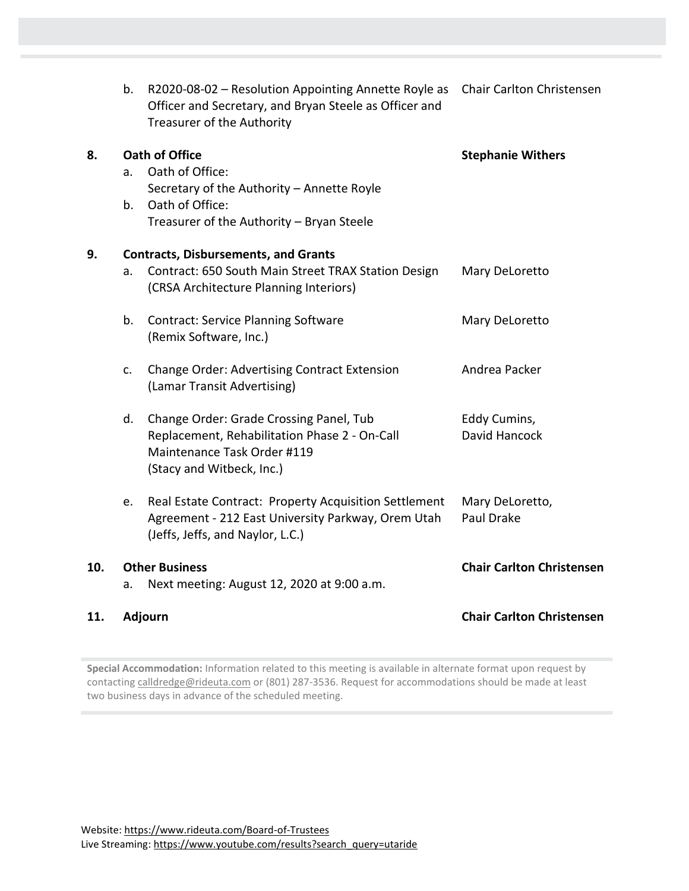b. R2020-08-02 – Resolution Appointing Annette Royle as Officer and Secretary, and Bryan Steele as Officer and Treasurer of the Authority — Chair Carlton Christensen

**8. Oath of Office** — **Stephanie Withers**

a. Oath of Office:
Secretary of the Authority – Annette Royle

b. Oath of Office:
Treasurer of the Authority – Bryan Steele

**9. Contracts, Disbursements, and Grants**

a. Contract: 650 South Main Street TRAX Station Design (CRSA Architecture Planning Interiors) — Mary DeLoretto

b. Contract: Service Planning Software (Remix Software, Inc.) — Mary DeLoretto

c. Change Order: Advertising Contract Extension (Lamar Transit Advertising) — Andrea Packer

d. Change Order: Grade Crossing Panel, Tub Replacement, Rehabilitation Phase 2 - On-Call Maintenance Task Order #119 (Stacy and Witbeck, Inc.) — Eddy Cumins, David Hancock

e. Real Estate Contract: Property Acquisition Settlement Agreement - 212 East University Parkway, Orem Utah (Jeffs, Jeffs, and Naylor, L.C.) — Mary DeLoretto, Paul Drake

**10. Other Business** — **Chair Carlton Christensen**

a. Next meeting: August 12, 2020 at 9:00 a.m.

**11. Adjourn** — **Chair Carlton Christensen**

**Special Accommodation:** Information related to this meeting is available in alternate format upon request by contacting calldredge@rideuta.com or (801) 287-3536. Request for accommodations should be made at least two business days in advance of the scheduled meeting.

Website: https://www.rideuta.com/Board-of-Trustees
Live Streaming: https://www.youtube.com/results?search_query=utaride